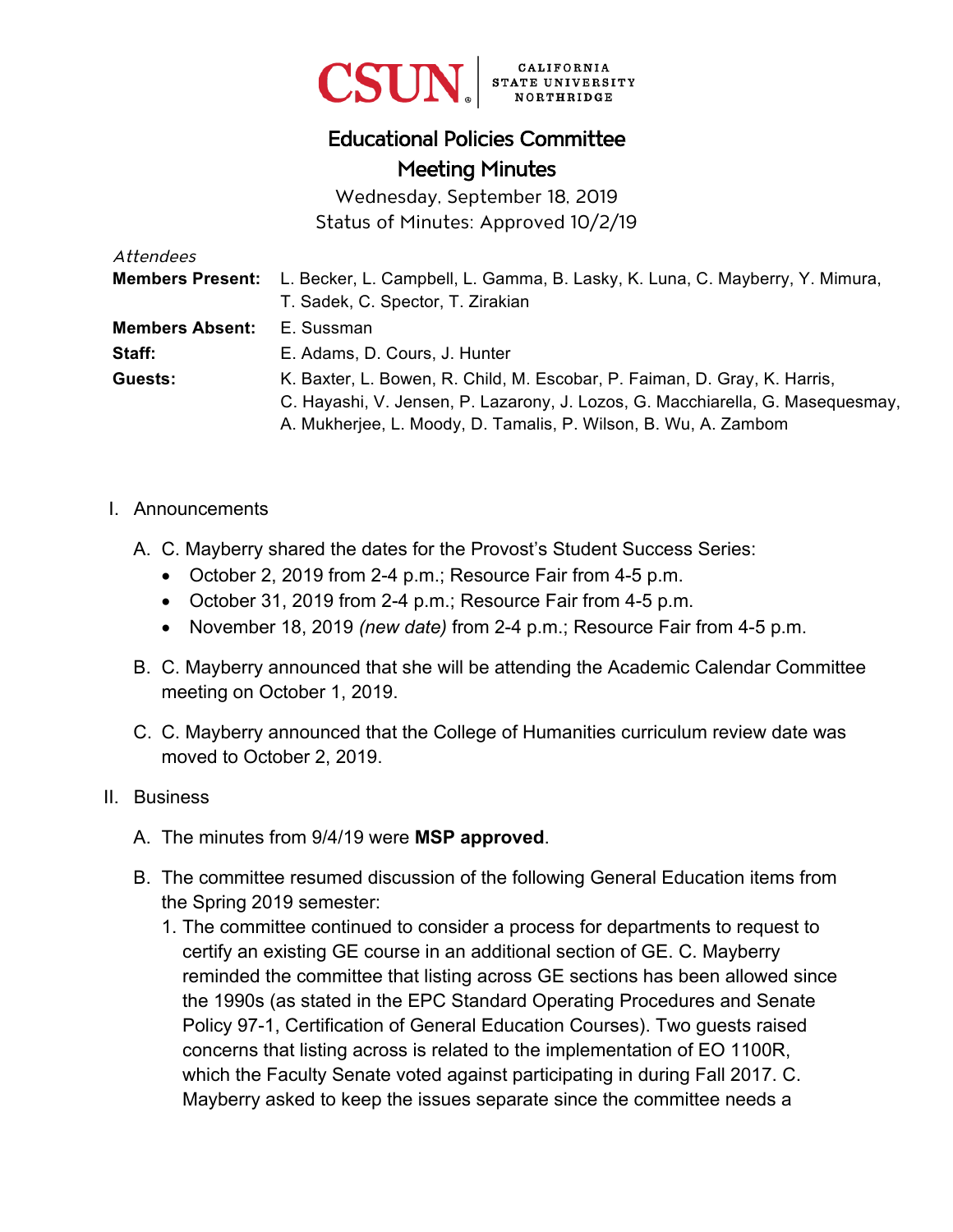CSUN | CALIFORNIA STATE UNIVERSITY NORTHRIDGE

# Educational Policies Committee
## Meeting Minutes

Wednesday, September 18, 2019
Status of Minutes: Approved 10/2/19

*Attendees*

**Members Present:** L. Becker, L. Campbell, L. Gamma, B. Lasky, K. Luna, C. Mayberry, Y. Mimura, T. Sadek, C. Spector, T. Zirakian

**Members Absent:** E. Sussman

**Staff:** E. Adams, D. Cours, J. Hunter

**Guests:** K. Baxter, L. Bowen, R. Child, M. Escobar, P. Faiman, D. Gray, K. Harris, C. Hayashi, V. Jensen, P. Lazarony, J. Lozos, G. Macchiarella, G. Masequesmay, A. Mukherjee, L. Moody, D. Tamalis, P. Wilson, B. Wu, A. Zambom

I. Announcements

   A. C. Mayberry shared the dates for the Provost's Student Success Series:
      - October 2, 2019 from 2-4 p.m.; Resource Fair from 4-5 p.m.
      - October 31, 2019 from 2-4 p.m.; Resource Fair from 4-5 p.m.
      - November 18, 2019 *(new date)* from 2-4 p.m.; Resource Fair from 4-5 p.m.

   B. C. Mayberry announced that she will be attending the Academic Calendar Committee meeting on October 1, 2019.

   C. C. Mayberry announced that the College of Humanities curriculum review date was moved to October 2, 2019.

II. Business

   A. The minutes from 9/4/19 were **MSP approved**.

   B. The committee resumed discussion of the following General Education items from the Spring 2019 semester:
      1. The committee continued to consider a process for departments to request to certify an existing GE course in an additional section of GE. C. Mayberry reminded the committee that listing across GE sections has been allowed since the 1990s (as stated in the EPC Standard Operating Procedures and Senate Policy 97-1, Certification of General Education Courses). Two guests raised concerns that listing across is related to the implementation of EO 1100R, which the Faculty Senate voted against participating in during Fall 2017. C. Mayberry asked to keep the issues separate since the committee needs a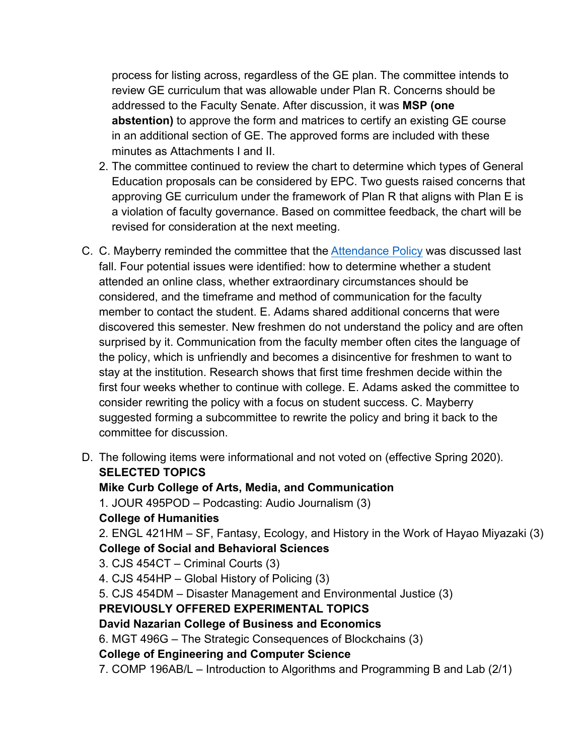process for listing across, regardless of the GE plan. The committee intends to review GE curriculum that was allowable under Plan R. Concerns should be addressed to the Faculty Senate. After discussion, it was **MSP (one abstention)** to approve the form and matrices to certify an existing GE course in an additional section of GE. The approved forms are included with these minutes as Attachments I and II.

2. The committee continued to review the chart to determine which types of General Education proposals can be considered by EPC. Two guests raised concerns that approving GE curriculum under the framework of Plan R that aligns with Plan E is a violation of faculty governance. Based on committee feedback, the chart will be revised for consideration at the next meeting.

C. C. Mayberry reminded the committee that the Attendance Policy was discussed last fall. Four potential issues were identified: how to determine whether a student attended an online class, whether extraordinary circumstances should be considered, and the timeframe and method of communication for the faculty member to contact the student. E. Adams shared additional concerns that were discovered this semester. New freshmen do not understand the policy and are often surprised by it. Communication from the faculty member often cites the language of the policy, which is unfriendly and becomes a disincentive for freshmen to want to stay at the institution. Research shows that first time freshmen decide within the first four weeks whether to continue with college. E. Adams asked the committee to consider rewriting the policy with a focus on student success. C. Mayberry suggested forming a subcommittee to rewrite the policy and bring it back to the committee for discussion.

D. The following items were informational and not voted on (effective Spring 2020).

**SELECTED TOPICS**

**Mike Curb College of Arts, Media, and Communication**

1. JOUR 495POD – Podcasting: Audio Journalism (3)

**College of Humanities**

2. ENGL 421HM – SF, Fantasy, Ecology, and History in the Work of Hayao Miyazaki (3)

**College of Social and Behavioral Sciences**

3. CJS 454CT – Criminal Courts (3)
4. CJS 454HP – Global History of Policing (3)
5. CJS 454DM – Disaster Management and Environmental Justice (3)

**PREVIOUSLY OFFERED EXPERIMENTAL TOPICS**

**David Nazarian College of Business and Economics**

6. MGT 496G – The Strategic Consequences of Blockchains (3)

**College of Engineering and Computer Science**

7. COMP 196AB/L – Introduction to Algorithms and Programming B and Lab (2/1)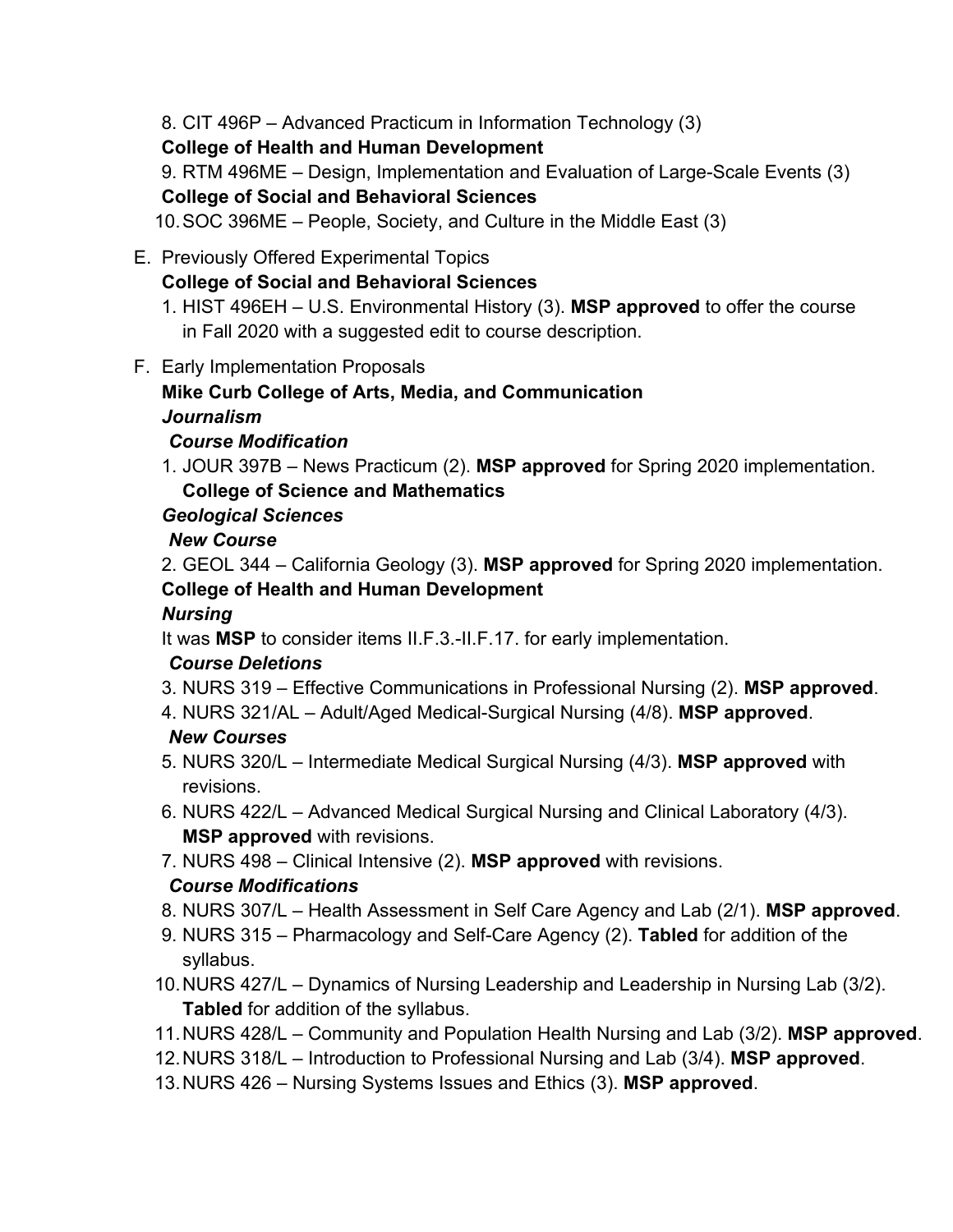8. CIT 496P – Advanced Practicum in Information Technology (3)

**College of Health and Human Development**

9. RTM 496ME – Design, Implementation and Evaluation of Large-Scale Events (3)

**College of Social and Behavioral Sciences**

10. SOC 396ME – People, Society, and Culture in the Middle East (3)

E. Previously Offered Experimental Topics

**College of Social and Behavioral Sciences**

1. HIST 496EH – U.S. Environmental History (3). **MSP approved** to offer the course in Fall 2020 with a suggested edit to course description.

F. Early Implementation Proposals

**Mike Curb College of Arts, Media, and Communication**

***Journalism***

***Course Modification***

1. JOUR 397B – News Practicum (2). **MSP approved** for Spring 2020 implementation.

**College of Science and Mathematics**

***Geological Sciences***

***New Course***

2. GEOL 344 – California Geology (3). **MSP approved** for Spring 2020 implementation.

**College of Health and Human Development**

***Nursing***

It was **MSP** to consider items II.F.3.-II.F.17. for early implementation.

***Course Deletions***

3. NURS 319 – Effective Communications in Professional Nursing (2). **MSP approved**.
4. NURS 321/AL – Adult/Aged Medical-Surgical Nursing (4/8). **MSP approved**.

***New Courses***

5. NURS 320/L – Intermediate Medical Surgical Nursing (4/3). **MSP approved** with revisions.
6. NURS 422/L – Advanced Medical Surgical Nursing and Clinical Laboratory (4/3). **MSP approved** with revisions.
7. NURS 498 – Clinical Intensive (2). **MSP approved** with revisions.

***Course Modifications***

8. NURS 307/L – Health Assessment in Self Care Agency and Lab (2/1). **MSP approved**.
9. NURS 315 – Pharmacology and Self-Care Agency (2). **Tabled** for addition of the syllabus.
10. NURS 427/L – Dynamics of Nursing Leadership and Leadership in Nursing Lab (3/2). **Tabled** for addition of the syllabus.
11. NURS 428/L – Community and Population Health Nursing and Lab (3/2). **MSP approved**.
12. NURS 318/L – Introduction to Professional Nursing and Lab (3/4). **MSP approved**.
13. NURS 426 – Nursing Systems Issues and Ethics (3). **MSP approved**.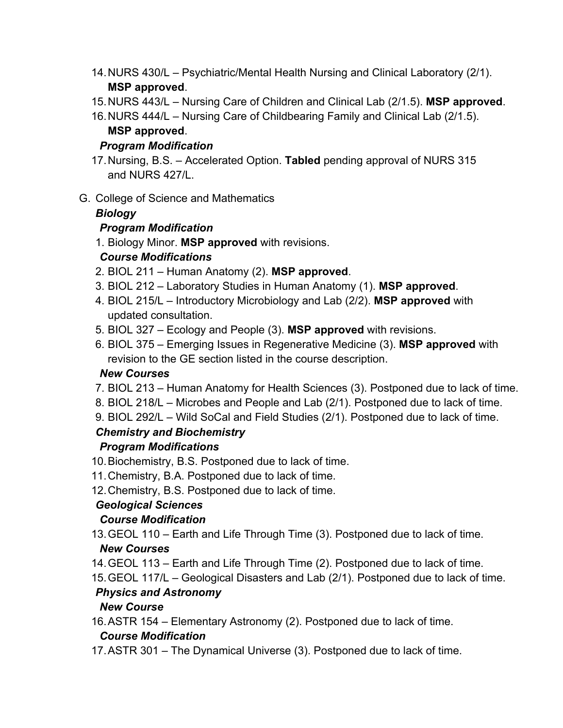14. NURS 430/L – Psychiatric/Mental Health Nursing and Clinical Laboratory (2/1). **MSP approved**.
15. NURS 443/L – Nursing Care of Children and Clinical Lab (2/1.5). **MSP approved**.
16. NURS 444/L – Nursing Care of Childbearing Family and Clinical Lab (2/1.5). **MSP approved**.

***Program Modification***

17. Nursing, B.S. – Accelerated Option. **Tabled** pending approval of NURS 315 and NURS 427/L.

G. College of Science and Mathematics

***Biology***

***Program Modification***

1. Biology Minor. **MSP approved** with revisions.

***Course Modifications***

2. BIOL 211 – Human Anatomy (2). **MSP approved**.
3. BIOL 212 – Laboratory Studies in Human Anatomy (1). **MSP approved**.
4. BIOL 215/L – Introductory Microbiology and Lab (2/2). **MSP approved** with updated consultation.
5. BIOL 327 – Ecology and People (3). **MSP approved** with revisions.
6. BIOL 375 – Emerging Issues in Regenerative Medicine (3). **MSP approved** with revision to the GE section listed in the course description.

***New Courses***

7. BIOL 213 – Human Anatomy for Health Sciences (3). Postponed due to lack of time.
8. BIOL 218/L – Microbes and People and Lab (2/1). Postponed due to lack of time.
9. BIOL 292/L – Wild SoCal and Field Studies (2/1). Postponed due to lack of time.

***Chemistry and Biochemistry***

***Program Modifications***

10. Biochemistry, B.S. Postponed due to lack of time.
11. Chemistry, B.A. Postponed due to lack of time.
12. Chemistry, B.S. Postponed due to lack of time.

***Geological Sciences***

***Course Modification***

13. GEOL 110 – Earth and Life Through Time (3). Postponed due to lack of time.

***New Courses***

14. GEOL 113 – Earth and Life Through Time (2). Postponed due to lack of time.
15. GEOL 117/L – Geological Disasters and Lab (2/1). Postponed due to lack of time.

***Physics and Astronomy***

***New Course***

16. ASTR 154 – Elementary Astronomy (2). Postponed due to lack of time.

***Course Modification***

17. ASTR 301 – The Dynamical Universe (3). Postponed due to lack of time.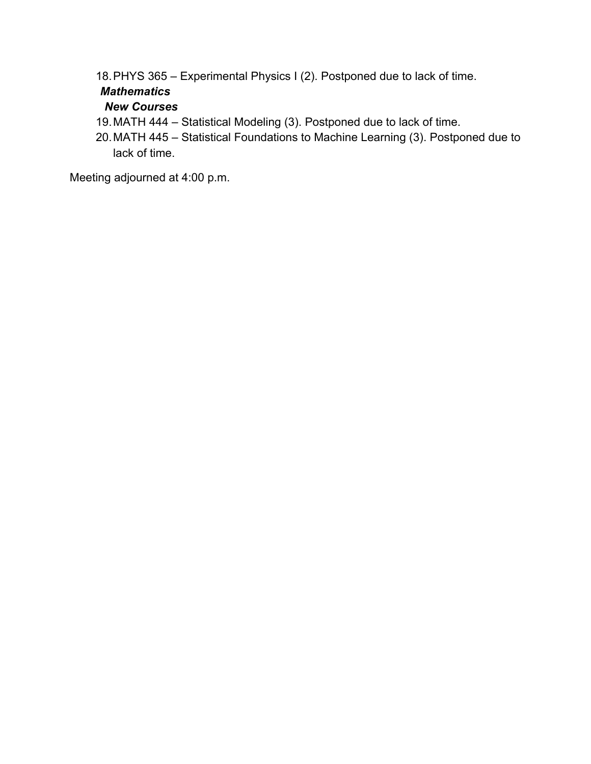18. PHYS 365 – Experimental Physics I (2). Postponed due to lack of time.

***Mathematics***

***New Courses***

19. MATH 444 – Statistical Modeling (3). Postponed due to lack of time.
20. MATH 445 – Statistical Foundations to Machine Learning (3). Postponed due to lack of time.

Meeting adjourned at 4:00 p.m.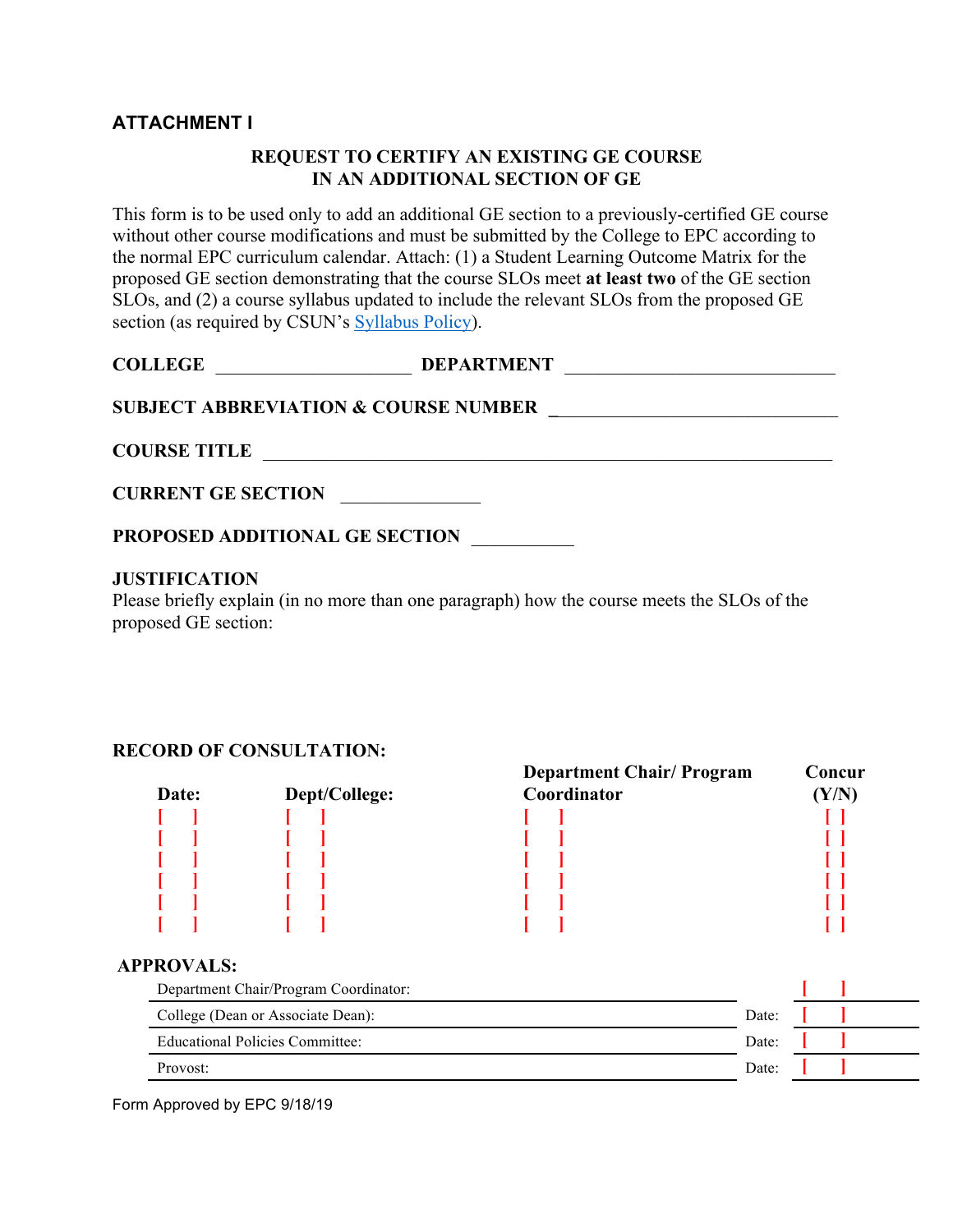**ATTACHMENT I**

**REQUEST TO CERTIFY AN EXISTING GE COURSE IN AN ADDITIONAL SECTION OF GE**

This form is to be used only to add an additional GE section to a previously-certified GE course without other course modifications and must be submitted by the College to EPC according to the normal EPC curriculum calendar. Attach: (1) a Student Learning Outcome Matrix for the proposed GE section demonstrating that the course SLOs meet **at least two** of the GE section SLOs, and (2) a course syllabus updated to include the relevant SLOs from the proposed GE section (as required by CSUN's Syllabus Policy).

**COLLEGE** ____________________ **DEPARTMENT** ___________________________

**SUBJECT ABBREVIATION & COURSE NUMBER** ___________________________

**COURSE TITLE** ___________________________________________________________

**CURRENT GE SECTION** ______________

**PROPOSED ADDITIONAL GE SECTION** __________

**JUSTIFICATION**
Please briefly explain (in no more than one paragraph) how the course meets the SLOs of the proposed GE section:

**RECORD OF CONSULTATION:**

| Date: | Dept/College: | Department Chair/ Program Coordinator | Concur (Y/N) |
|---|---|---|---|
| [ ] | [ ] | [ ] | [ ] |
| [ ] | [ ] | [ ] | [ ] |
| [ ] | [ ] | [ ] | [ ] |
| [ ] | [ ] | [ ] | [ ] |
| [ ] | [ ] | [ ] | [ ] |
| [ ] | [ ] | [ ] | [ ] |

**APPROVALS:**

| | | |
|---|---|---|
| Department Chair/Program Coordinator: | | [ ] |
| College (Dean or Associate Dean): | Date: | [ ] |
| Educational Policies Committee: | Date: | [ ] |
| Provost: | Date: | [ ] |

Form Approved by EPC 9/18/19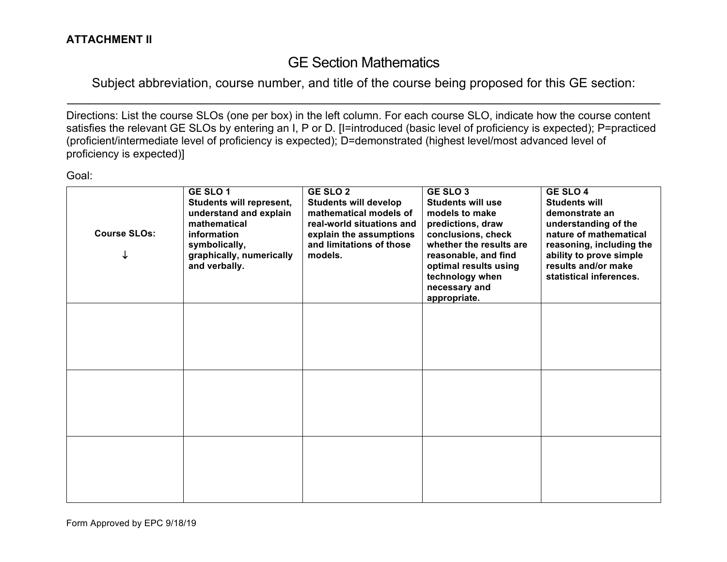**ATTACHMENT II**

# GE Section Mathematics

Subject abbreviation, course number, and title of the course being proposed for this GE section:

---

Directions: List the course SLOs (one per box) in the left column. For each course SLO, indicate how the course content satisfies the relevant GE SLOs by entering an I, P or D. [I=introduced (basic level of proficiency is expected); P=practiced (proficient/intermediate level of proficiency is expected); D=demonstrated (highest level/most advanced level of proficiency is expected)]

Goal:

| **Course SLOs:** ↓ | **GE SLO 1** **Students will represent, understand and explain mathematical information symbolically, graphically, numerically and verbally.** | **GE SLO 2** **Students will develop mathematical models of real-world situations and explain the assumptions and limitations of those models.** | **GE SLO 3** **Students will use models to make predictions, draw conclusions, check whether the results are reasonable, and find optimal results using technology when necessary and appropriate.** | **GE SLO 4** **Students will demonstrate an understanding of the nature of mathematical reasoning, including the ability to prove simple results and/or make statistical inferences.** |
|---|---|---|---|---|
| | | | | |
| | | | | |
| | | | | |

Form Approved by EPC 9/18/19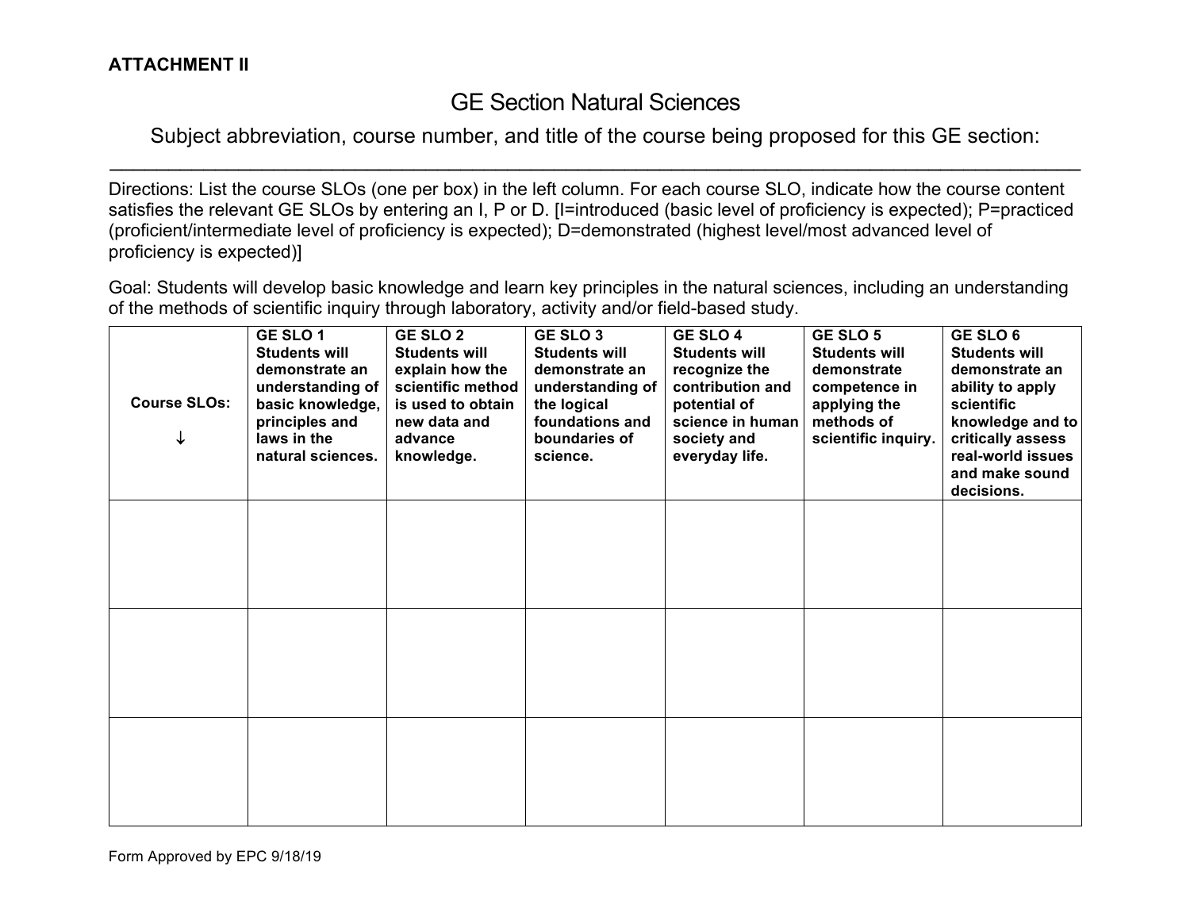**ATTACHMENT II**

# GE Section Natural Sciences

Subject abbreviation, course number, and title of the course being proposed for this GE section:

---

Directions: List the course SLOs (one per box) in the left column. For each course SLO, indicate how the course content satisfies the relevant GE SLOs by entering an I, P or D. [I=introduced (basic level of proficiency is expected); P=practiced (proficient/intermediate level of proficiency is expected); D=demonstrated (highest level/most advanced level of proficiency is expected)]

Goal: Students will develop basic knowledge and learn key principles in the natural sciences, including an understanding of the methods of scientific inquiry through laboratory, activity and/or field-based study.

| **Course SLOs:** ↓ | **GE SLO 1** **Students will demonstrate an understanding of basic knowledge, principles and laws in the natural sciences.** | **GE SLO 2** **Students will explain how the scientific method is used to obtain new data and advance knowledge.** | **GE SLO 3** **Students will demonstrate an understanding of the logical foundations and boundaries of science.** | **GE SLO 4** **Students will recognize the contribution and potential of science in human society and everyday life.** | **GE SLO 5** **Students will demonstrate competence in applying the methods of scientific inquiry.** | **GE SLO 6** **Students will demonstrate an ability to apply scientific knowledge and to critically assess real-world issues and make sound decisions.** |
|---|---|---|---|---|---|---|
| | | | | | | |
| | | | | | | |
| | | | | | | |

Form Approved by EPC 9/18/19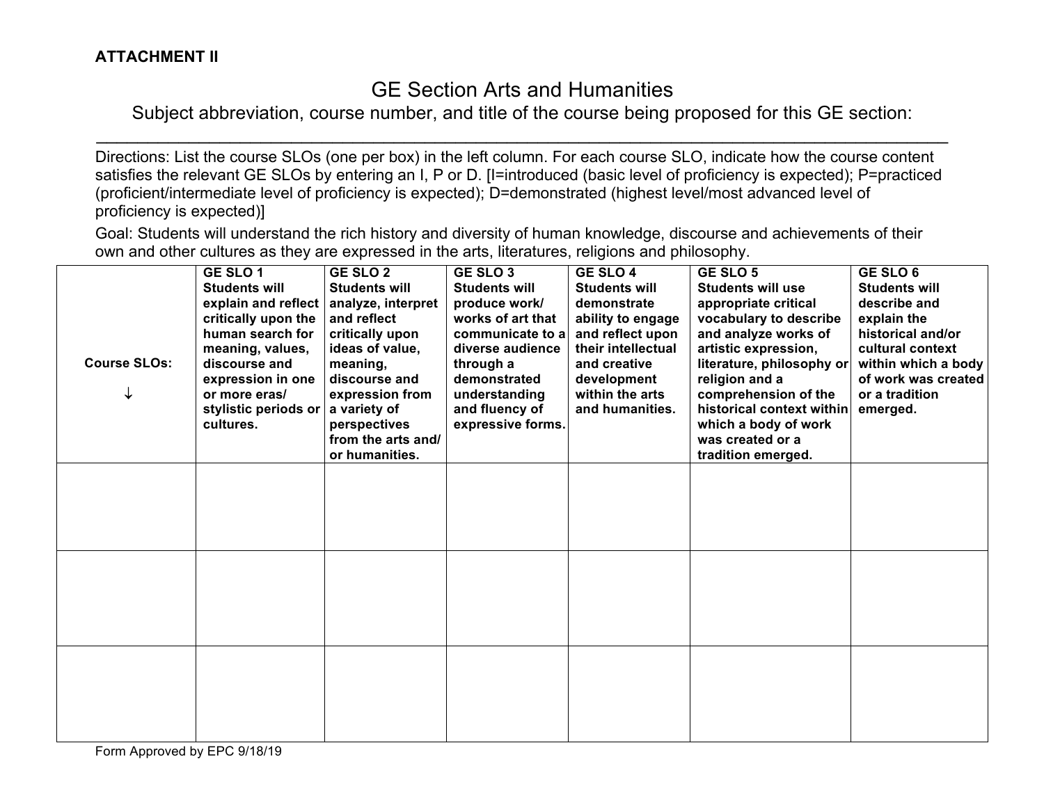**ATTACHMENT II**

# GE Section Arts and Humanities

Subject abbreviation, course number, and title of the course being proposed for this GE section:

\_\_\_\_\_\_\_\_\_\_\_\_\_\_\_\_\_\_\_\_\_\_\_\_\_\_\_\_\_\_\_\_\_\_\_\_\_\_\_\_\_\_\_\_\_\_\_\_\_\_\_\_\_\_\_\_\_\_\_\_\_\_\_\_\_\_\_\_\_\_\_\_\_\_\_\_

Directions: List the course SLOs (one per box) in the left column. For each course SLO, indicate how the course content satisfies the relevant GE SLOs by entering an I, P or D. [I=introduced (basic level of proficiency is expected); P=practiced (proficient/intermediate level of proficiency is expected); D=demonstrated (highest level/most advanced level of proficiency is expected)]

Goal: Students will understand the rich history and diversity of human knowledge, discourse and achievements of their own and other cultures as they are expressed in the arts, literatures, religions and philosophy.

| **Course SLOs:** ↓ | **GE SLO 1** **Students will explain and reflect critically upon the human search for meaning, values, discourse and expression in one or more eras/ stylistic periods or cultures.** | **GE SLO 2** **Students will analyze, interpret and reflect critically upon ideas of value, meaning, discourse and expression from a variety of perspectives from the arts and/ or humanities.** | **GE SLO 3** **Students will produce work/ works of art that communicate to a diverse audience through a demonstrated understanding and fluency of expressive forms.** | **GE SLO 4** **Students will demonstrate ability to engage and reflect upon their intellectual and creative development within the arts and humanities.** | **GE SLO 5** **Students will use appropriate critical vocabulary to describe and analyze works of artistic expression, literature, philosophy or religion and a comprehension of the historical context within which a body of work was created or a tradition emerged.** | **GE SLO 6** **Students will describe and explain the historical and/or cultural context within which a body of work was created or a tradition emerged.** |
|---|---|---|---|---|---|---|
| | | | | | | |
| | | | | | | |
| | | | | | | |

Form Approved by EPC 9/18/19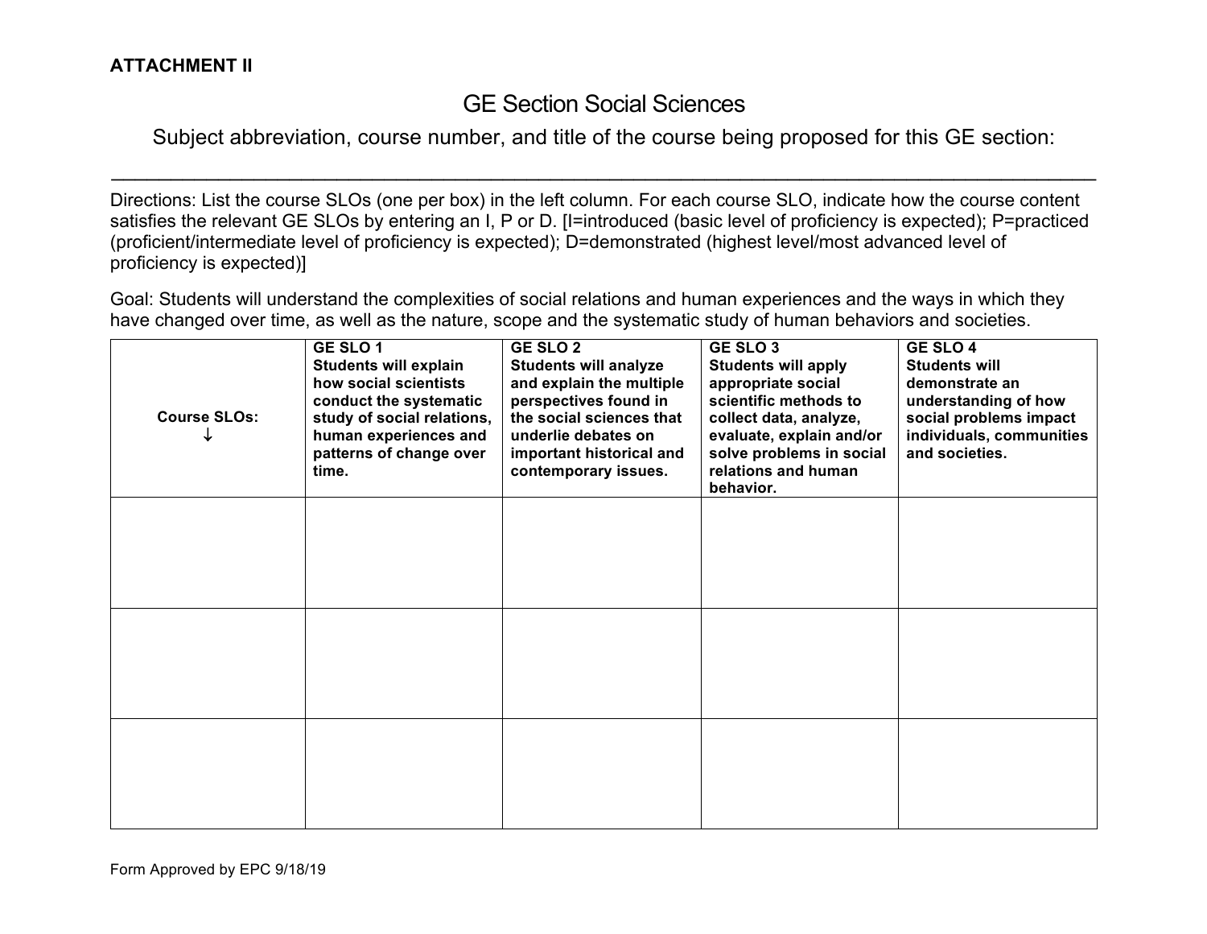**ATTACHMENT II**

# GE Section Social Sciences

Subject abbreviation, course number, and title of the course being proposed for this GE section:

______________________________________________________________________________

Directions: List the course SLOs (one per box) in the left column. For each course SLO, indicate how the course content satisfies the relevant GE SLOs by entering an I, P or D. [I=introduced (basic level of proficiency is expected); P=practiced (proficient/intermediate level of proficiency is expected); D=demonstrated (highest level/most advanced level of proficiency is expected)]

Goal: Students will understand the complexities of social relations and human experiences and the ways in which they have changed over time, as well as the nature, scope and the systematic study of human behaviors and societies.

| **Course SLOs:** ↓ | **GE SLO 1** Students will explain how social scientists conduct the systematic study of social relations, human experiences and patterns of change over time. | **GE SLO 2** Students will analyze and explain the multiple perspectives found in the social sciences that underlie debates on important historical and contemporary issues. | **GE SLO 3** Students will apply appropriate social scientific methods to collect data, analyze, evaluate, explain and/or solve problems in social relations and human behavior. | **GE SLO 4** Students will demonstrate an understanding of how social problems impact individuals, communities and societies. |
|---|---|---|---|---|
| | | | | |
| | | | | |
| | | | | |

Form Approved by EPC 9/18/19